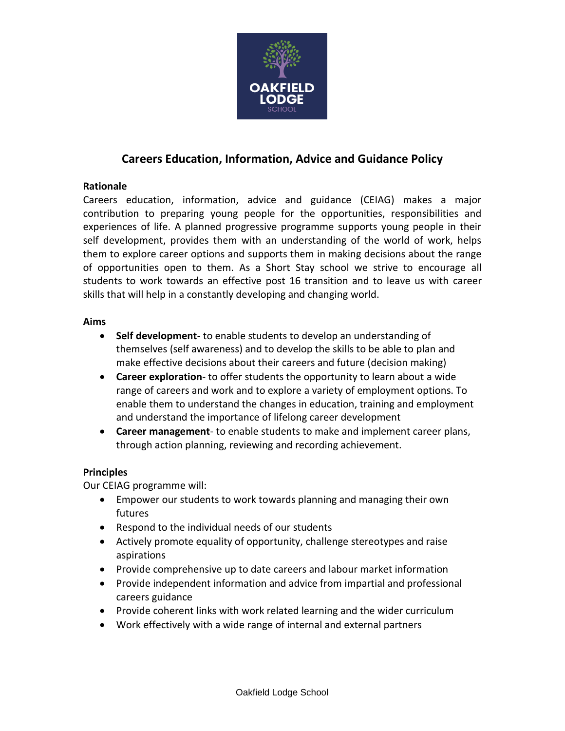# Careers Education, Information, Advice and Guidance Policy

**Rationale**

Careers education, information, advice and guidance (CEIAG) makes a major contribution to preparing young people for the opportunities, responsibilities and experiences of life. A planned progressive programme supports young people in their self development, provides them with an understanding of the world of work, helps them to explore career options and supports them in making decisions about the range of opportunities open to them. As a Short Stay school we strive to encourage all students to work towards an effective post 16 transition and to leave us with career skills that will help in a constantly developing and changing world.

**Aims**

- **Self development-** to enable students to develop an understanding of themselves (self awareness) and to develop the skills to be able to plan and make effective decisions about their careers and future (decision making)
- **Career exploration**- to offer students the opportunity to learn about a wide range of careers and work and to explore a variety of employment options. To enable them to understand the changes in education, training and employment and understand the importance of lifelong career development
- **Career management**- to enable students to make and implement career plans, through action planning, reviewing and recording achievement.

**Principles**

Our CEIAG programme will:

- Empower our students to work towards planning and managing their own futures
- Respond to the individual needs of our students
- Actively promote equality of opportunity, challenge stereotypes and raise aspirations
- Provide comprehensive up to date careers and labour market information
- Provide independent information and advice from impartial and professional careers guidance
- Provide coherent links with work related learning and the wider curriculum
- Work effectively with a wide range of internal and external partners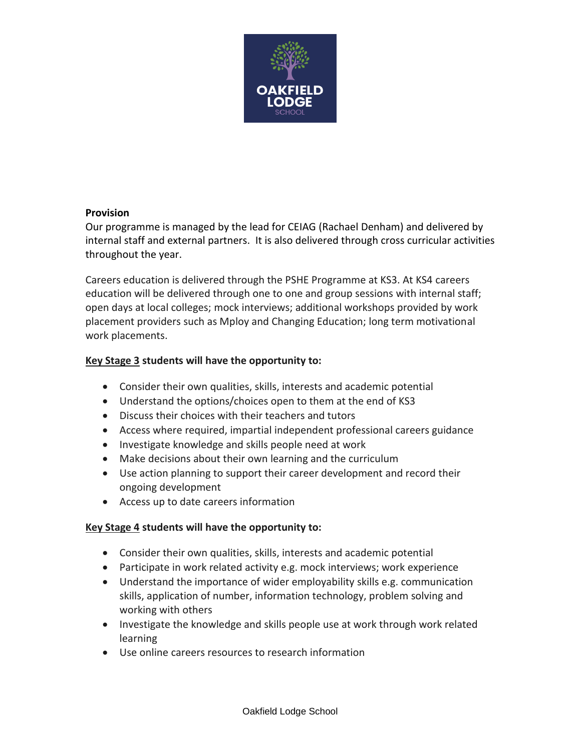**Provision**

Our programme is managed by the lead for CEIAG (Rachael Denham) and delivered by internal staff and external partners. It is also delivered through cross curricular activities throughout the year.

Careers education is delivered through the PSHE Programme at KS3. At KS4 careers education will be delivered through one to one and group sessions with internal staff; open days at local colleges; mock interviews; additional workshops provided by work placement providers such as Mploy and Changing Education; long term motivational work placements.

**Key Stage 3 students will have the opportunity to:**

- Consider their own qualities, skills, interests and academic potential
- Understand the options/choices open to them at the end of KS3
- Discuss their choices with their teachers and tutors
- Access where required, impartial independent professional careers guidance
- Investigate knowledge and skills people need at work
- Make decisions about their own learning and the curriculum
- Use action planning to support their career development and record their ongoing development
- Access up to date careers information

**Key Stage 4 students will have the opportunity to:**

- Consider their own qualities, skills, interests and academic potential
- Participate in work related activity e.g. mock interviews; work experience
- Understand the importance of wider employability skills e.g. communication skills, application of number, information technology, problem solving and working with others
- Investigate the knowledge and skills people use at work through work related learning
- Use online careers resources to research information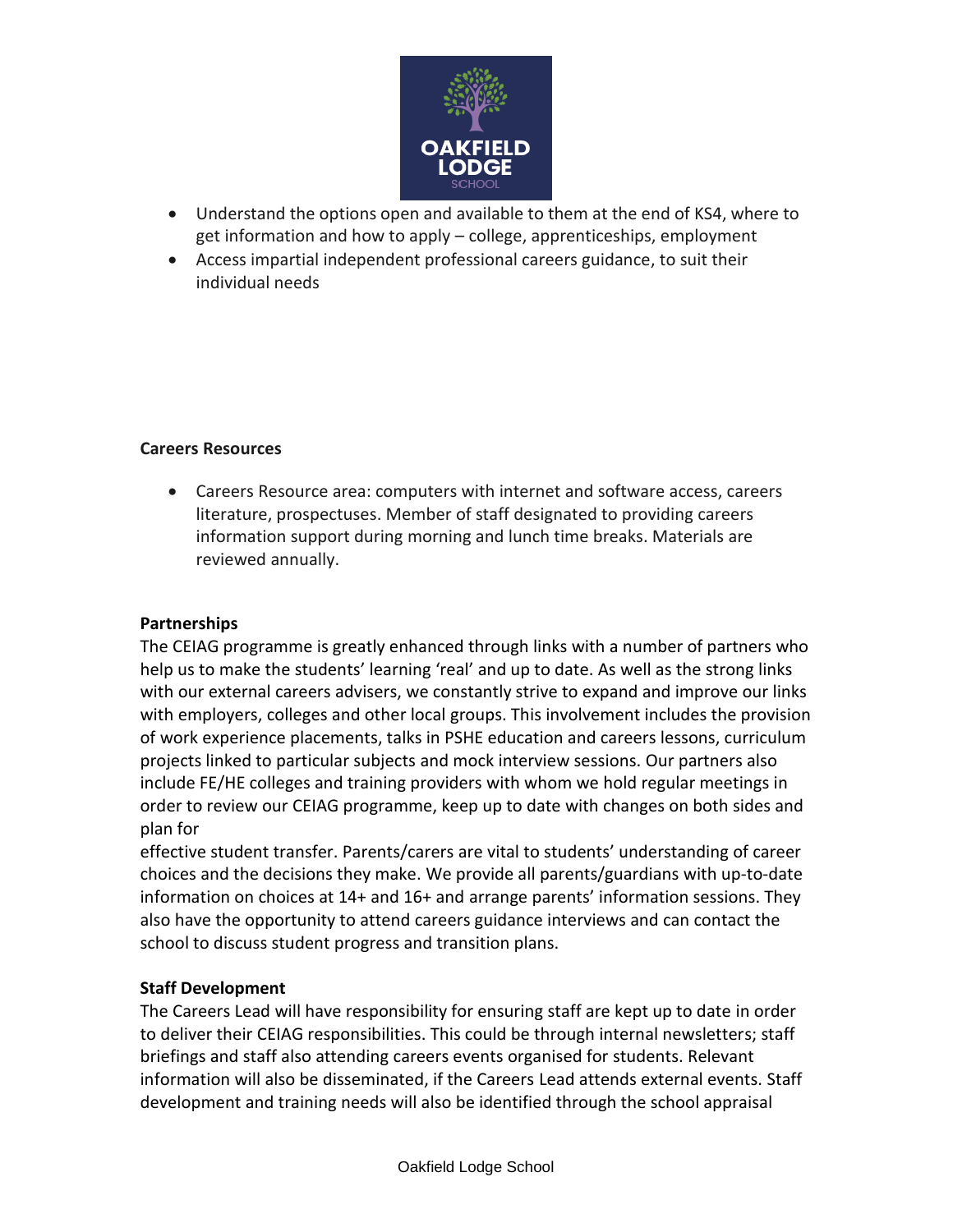- Understand the options open and available to them at the end of KS4, where to get information and how to apply – college, apprenticeships, employment
- Access impartial independent professional careers guidance, to suit their individual needs

**Careers Resources**

- Careers Resource area: computers with internet and software access, careers literature, prospectuses. Member of staff designated to providing careers information support during morning and lunch time breaks. Materials are reviewed annually.

**Partnerships**

The CEIAG programme is greatly enhanced through links with a number of partners who help us to make the students' learning 'real' and up to date. As well as the strong links with our external careers advisers, we constantly strive to expand and improve our links with employers, colleges and other local groups. This involvement includes the provision of work experience placements, talks in PSHE education and careers lessons, curriculum projects linked to particular subjects and mock interview sessions. Our partners also include FE/HE colleges and training providers with whom we hold regular meetings in order to review our CEIAG programme, keep up to date with changes on both sides and plan for effective student transfer. Parents/carers are vital to students' understanding of career choices and the decisions they make. We provide all parents/guardians with up-to-date information on choices at 14+ and 16+ and arrange parents' information sessions. They also have the opportunity to attend careers guidance interviews and can contact the school to discuss student progress and transition plans.

**Staff Development**

The Careers Lead will have responsibility for ensuring staff are kept up to date in order to deliver their CEIAG responsibilities. This could be through internal newsletters; staff briefings and staff also attending careers events organised for students. Relevant information will also be disseminated, if the Careers Lead attends external events. Staff development and training needs will also be identified through the school appraisal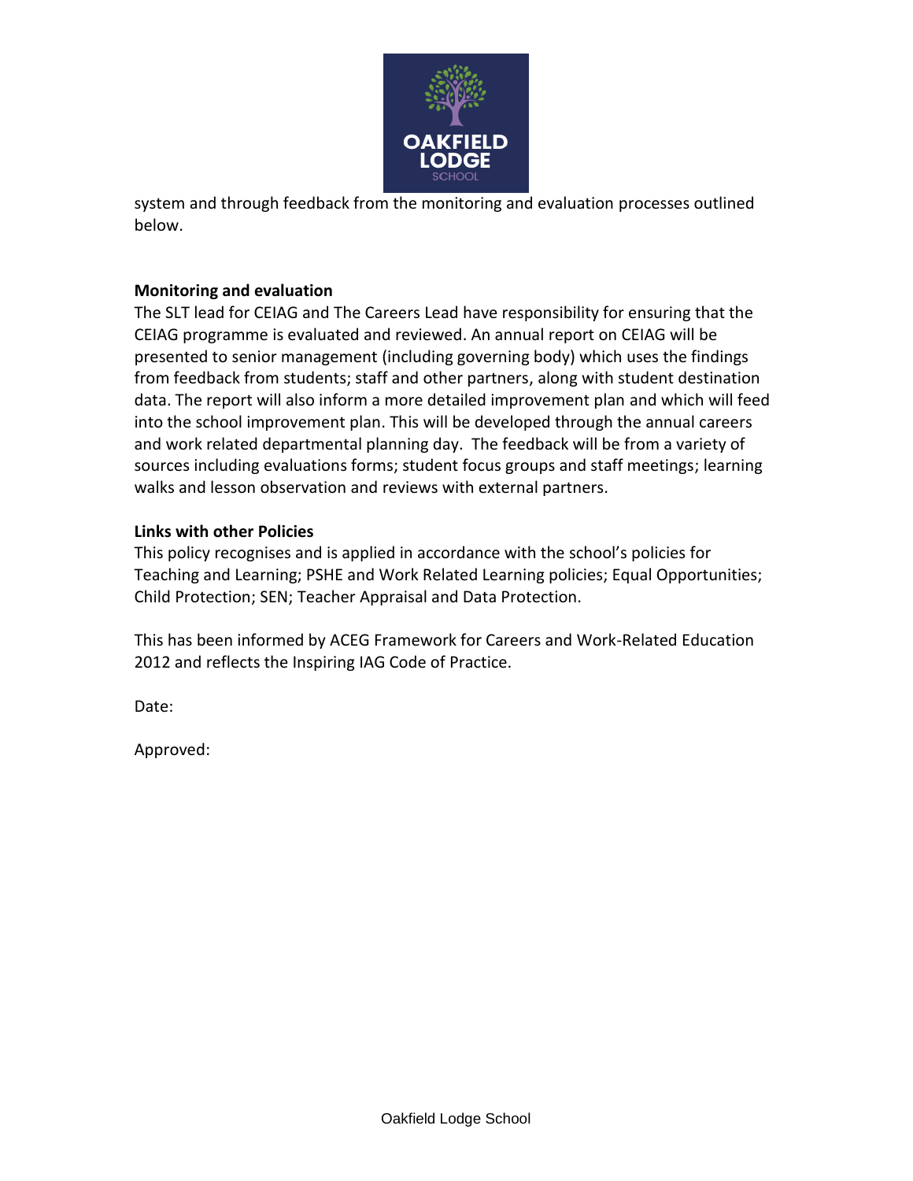system and through feedback from the monitoring and evaluation processes outlined below.

**Monitoring and evaluation**

The SLT lead for CEIAG and The Careers Lead have responsibility for ensuring that the CEIAG programme is evaluated and reviewed. An annual report on CEIAG will be presented to senior management (including governing body) which uses the findings from feedback from students; staff and other partners, along with student destination data. The report will also inform a more detailed improvement plan and which will feed into the school improvement plan. This will be developed through the annual careers and work related departmental planning day. The feedback will be from a variety of sources including evaluations forms; student focus groups and staff meetings; learning walks and lesson observation and reviews with external partners.

**Links with other Policies**

This policy recognises and is applied in accordance with the school's policies for Teaching and Learning; PSHE and Work Related Learning policies; Equal Opportunities; Child Protection; SEN; Teacher Appraisal and Data Protection.

This has been informed by ACEG Framework for Careers and Work-Related Education 2012 and reflects the Inspiring IAG Code of Practice.

Date:

Approved: